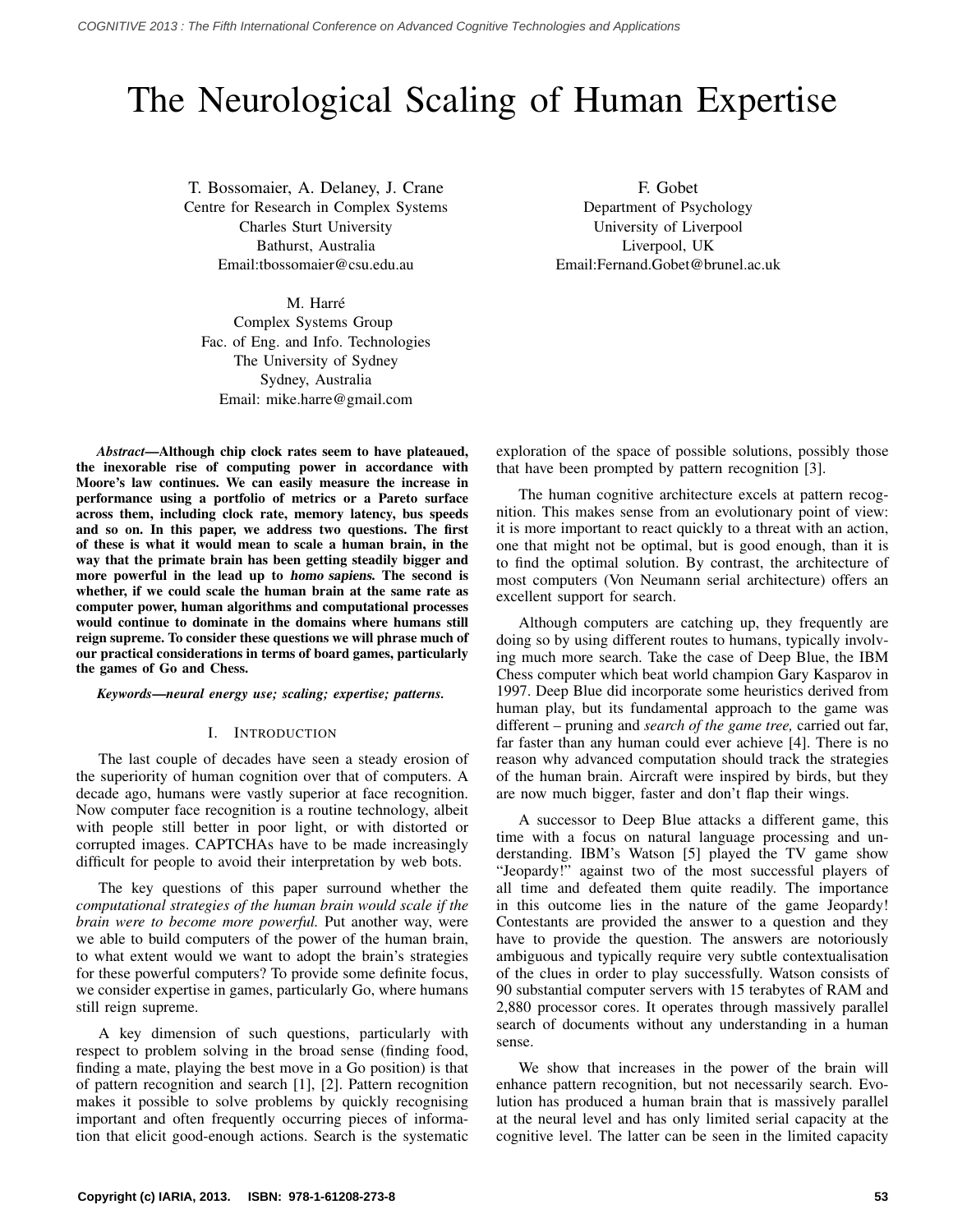# The Neurological Scaling of Human Expertise

T. Bossomaier, A. Delaney, J. Crane
Centre for Research in Complex Systems
Charles Sturt University
Bathurst, Australia
Email:tbossomaier@csu.edu.au

F. Gobet
Department of Psychology
University of Liverpool
Liverpool, UK
Email:Fernand.Gobet@brunel.ac.uk

M. Harré
Complex Systems Group
Fac. of Eng. and Info. Technologies
The University of Sydney
Sydney, Australia
Email: mike.harre@gmail.com

***Abstract*—Although chip clock rates seem to have plateaued, the inexorable rise of computing power in accordance with Moore's law continues. We can easily measure the increase in performance using a portfolio of metrics or a Pareto surface across them, including clock rate, memory latency, bus speeds and so on. In this paper, we address two questions. The first of these is what it would mean to scale a human brain, in the way that the primate brain has been getting steadily bigger and more powerful in the lead up to *homo sapiens.* The second is whether, if we could scale the human brain at the same rate as computer power, human algorithms and computational processes would continue to dominate in the domains where humans still reign supreme. To consider these questions we will phrase much of our practical considerations in terms of board games, particularly the games of Go and Chess.**

***Keywords*—neural energy use; scaling; expertise; patterns.**

## I. Introduction

The last couple of decades have seen a steady erosion of the superiority of human cognition over that of computers. A decade ago, humans were vastly superior at face recognition. Now computer face recognition is a routine technology, albeit with people still better in poor light, or with distorted or corrupted images. CAPTCHAs have to be made increasingly difficult for people to avoid their interpretation by web bots.

The key questions of this paper surround whether the *computational strategies of the human brain would scale if the brain were to become more powerful.* Put another way, were we able to build computers of the power of the human brain, to what extent would we want to adopt the brain's strategies for these powerful computers? To provide some definite focus, we consider expertise in games, particularly Go, where humans still reign supreme.

A key dimension of such questions, particularly with respect to problem solving in the broad sense (finding food, finding a mate, playing the best move in a Go position) is that of pattern recognition and search [1], [2]. Pattern recognition makes it possible to solve problems by quickly recognising important and often frequently occurring pieces of information that elicit good-enough actions. Search is the systematic exploration of the space of possible solutions, possibly those that have been prompted by pattern recognition [3].

The human cognitive architecture excels at pattern recognition. This makes sense from an evolutionary point of view: it is more important to react quickly to a threat with an action, one that might not be optimal, but is good enough, than it is to find the optimal solution. By contrast, the architecture of most computers (Von Neumann serial architecture) offers an excellent support for search.

Although computers are catching up, they frequently are doing so by using different routes to humans, typically involving much more search. Take the case of Deep Blue, the IBM Chess computer which beat world champion Gary Kasparov in 1997. Deep Blue did incorporate some heuristics derived from human play, but its fundamental approach to the game was different – pruning and *search of the game tree,* carried out far, far faster than any human could ever achieve [4]. There is no reason why advanced computation should track the strategies of the human brain. Aircraft were inspired by birds, but they are now much bigger, faster and don't flap their wings.

A successor to Deep Blue attacks a different game, this time with a focus on natural language processing and understanding. IBM's Watson [5] played the TV game show "Jeopardy!" against two of the most successful players of all time and defeated them quite readily. The importance in this outcome lies in the nature of the game Jeopardy! Contestants are provided the answer to a question and they have to provide the question. The answers are notoriously ambiguous and typically require very subtle contextualisation of the clues in order to play successfully. Watson consists of 90 substantial computer servers with 15 terabytes of RAM and 2,880 processor cores. It operates through massively parallel search of documents without any understanding in a human sense.

We show that increases in the power of the brain will enhance pattern recognition, but not necessarily search. Evolution has produced a human brain that is massively parallel at the neural level and has only limited serial capacity at the cognitive level. The latter can be seen in the limited capacity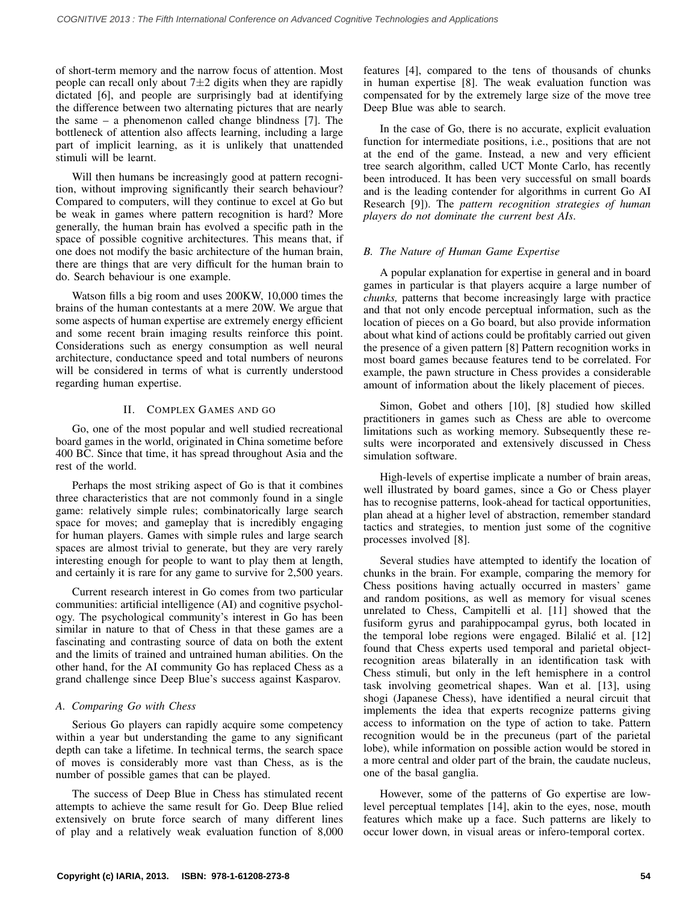of short-term memory and the narrow focus of attention. Most people can recall only about $7\pm2$ digits when they are rapidly dictated [6], and people are surprisingly bad at identifying the difference between two alternating pictures that are nearly the same – a phenomenon called change blindness [7]. The bottleneck of attention also affects learning, including a large part of implicit learning, as it is unlikely that unattended stimuli will be learnt.

Will then humans be increasingly good at pattern recognition, without improving significantly their search behaviour? Compared to computers, will they continue to excel at Go but be weak in games where pattern recognition is hard? More generally, the human brain has evolved a specific path in the space of possible cognitive architectures. This means that, if one does not modify the basic architecture of the human brain, there are things that are very difficult for the human brain to do. Search behaviour is one example.

Watson fills a big room and uses 200KW, 10,000 times the brains of the human contestants at a mere 20W. We argue that some aspects of human expertise are extremely energy efficient and some recent brain imaging results reinforce this point. Considerations such as energy consumption as well neural architecture, conductance speed and total numbers of neurons will be considered in terms of what is currently understood regarding human expertise.

## II. Complex Games and go

Go, one of the most popular and well studied recreational board games in the world, originated in China sometime before 400 BC. Since that time, it has spread throughout Asia and the rest of the world.

Perhaps the most striking aspect of Go is that it combines three characteristics that are not commonly found in a single game: relatively simple rules; combinatorically large search space for moves; and gameplay that is incredibly engaging for human players. Games with simple rules and large search spaces are almost trivial to generate, but they are very rarely interesting enough for people to want to play them at length, and certainly it is rare for any game to survive for 2,500 years.

Current research interest in Go comes from two particular communities: artificial intelligence (AI) and cognitive psychology. The psychological community's interest in Go has been similar in nature to that of Chess in that these games are a fascinating and contrasting source of data on both the extent and the limits of trained and untrained human abilities. On the other hand, for the AI community Go has replaced Chess as a grand challenge since Deep Blue's success against Kasparov.

### A. Comparing Go with Chess

Serious Go players can rapidly acquire some competency within a year but understanding the game to any significant depth can take a lifetime. In technical terms, the search space of moves is considerably more vast than Chess, as is the number of possible games that can be played.

The success of Deep Blue in Chess has stimulated recent attempts to achieve the same result for Go. Deep Blue relied extensively on brute force search of many different lines of play and a relatively weak evaluation function of 8,000 features [4], compared to the tens of thousands of chunks in human expertise [8]. The weak evaluation function was compensated for by the extremely large size of the move tree Deep Blue was able to search.

In the case of Go, there is no accurate, explicit evaluation function for intermediate positions, i.e., positions that are not at the end of the game. Instead, a new and very efficient tree search algorithm, called UCT Monte Carlo, has recently been introduced. It has been very successful on small boards and is the leading contender for algorithms in current Go AI Research [9]). The *pattern recognition strategies of human players do not dominate the current best AIs*.

### B. The Nature of Human Game Expertise

A popular explanation for expertise in general and in board games in particular is that players acquire a large number of *chunks,* patterns that become increasingly large with practice and that not only encode perceptual information, such as the location of pieces on a Go board, but also provide information about what kind of actions could be profitably carried out given the presence of a given pattern [8] Pattern recognition works in most board games because features tend to be correlated. For example, the pawn structure in Chess provides a considerable amount of information about the likely placement of pieces.

Simon, Gobet and others [10], [8] studied how skilled practitioners in games such as Chess are able to overcome limitations such as working memory. Subsequently these results were incorporated and extensively discussed in Chess simulation software.

High-levels of expertise implicate a number of brain areas, well illustrated by board games, since a Go or Chess player has to recognise patterns, look-ahead for tactical opportunities, plan ahead at a higher level of abstraction, remember standard tactics and strategies, to mention just some of the cognitive processes involved [8].

Several studies have attempted to identify the location of chunks in the brain. For example, comparing the memory for Chess positions having actually occurred in masters' game and random positions, as well as memory for visual scenes unrelated to Chess, Campitelli et al. [11] showed that the fusiform gyrus and parahippocampal gyrus, both located in the temporal lobe regions were engaged. Bilalić et al. [12] found that Chess experts used temporal and parietal object-recognition areas bilaterally in an identification task with Chess stimuli, but only in the left hemisphere in a control task involving geometrical shapes. Wan et al. [13], using shogi (Japanese Chess), have identified a neural circuit that implements the idea that experts recognize patterns giving access to information on the type of action to take. Pattern recognition would be in the precuneus (part of the parietal lobe), while information on possible action would be stored in a more central and older part of the brain, the caudate nucleus, one of the basal ganglia.

However, some of the patterns of Go expertise are low-level perceptual templates [14], akin to the eyes, nose, mouth features which make up a face. Such patterns are likely to occur lower down, in visual areas or infero-temporal cortex.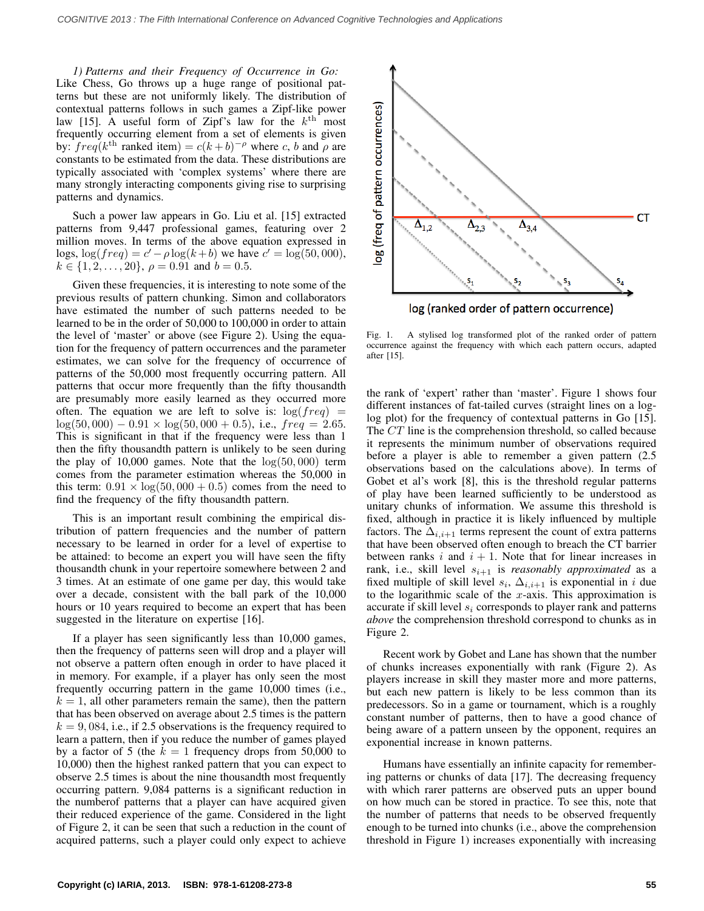*1) Patterns and their Frequency of Occurrence in Go:* Like Chess, Go throws up a huge range of positional patterns but these are not uniformly likely. The distribution of contextual patterns follows in such games a Zipf-like power law [15]. A useful form of Zipf's law for the $k^{\text{th}}$ most frequently occurring element from a set of elements is given by: $freq(k^{\text{th}} \text{ ranked item}) = c(k+b)^{-\rho}$ where $c$, $b$ and $\rho$ are constants to be estimated from the data. These distributions are typically associated with 'complex systems' where there are many strongly interacting components giving rise to surprising patterns and dynamics.

Such a power law appears in Go. Liu et al. [15] extracted patterns from 9,447 professional games, featuring over 2 million moves. In terms of the above equation expressed in logs, $\log(freq) = c' - \rho \log(k+b)$ we have $c' = \log(50,000)$, $k \in \{1, 2, \ldots, 20\}$, $\rho = 0.91$ and $b = 0.5$.

Given these frequencies, it is interesting to note some of the previous results of pattern chunking. Simon and collaborators have estimated the number of such patterns needed to be learned to be in the order of 50,000 to 100,000 in order to attain the level of 'master' or above (see Figure 2). Using the equation for the frequency of pattern occurrences and the parameter estimates, we can solve for the frequency of occurrence of patterns of the 50,000 most frequently occurring pattern. All patterns that occur more frequently than the fifty thousandth are presumably more easily learned as they occurred more often. The equation we are left to solve is: $\log(freq) = \log(50,000) - 0.91 \times \log(50,000 + 0.5)$, i.e., $freq = 2.65$. This is significant in that if the frequency were less than 1 then the fifty thousandth pattern is unlikely to be seen during the play of 10,000 games. Note that the $\log(50,000)$ term comes from the parameter estimation whereas the 50,000 in this term: $0.91 \times \log(50,000 + 0.5)$ comes from the need to find the frequency of the fifty thousandth pattern.

This is an important result combining the empirical distribution of pattern frequencies and the number of pattern necessary to be learned in order for a level of expertise to be attained: to become an expert you will have seen the fifty thousandth chunk in your repertoire somewhere between 2 and 3 times. At an estimate of one game per day, this would take over a decade, consistent with the ball park of the 10,000 hours or 10 years required to become an expert that has been suggested in the literature on expertise [16].

If a player has seen significantly less than 10,000 games, then the frequency of patterns seen will drop and a player will not observe a pattern often enough in order to have placed it in memory. For example, if a player has only seen the most frequently occurring pattern in the game 10,000 times (i.e., $k = 1$, all other parameters remain the same), then the pattern that has been observed on average about 2.5 times is the pattern $k = 9,084$, i.e., if 2.5 observations is the frequency required to learn a pattern, then if you reduce the number of games played by a factor of 5 (the $k = 1$ frequency drops from 50,000 to 10,000) then the highest ranked pattern that you can expect to observe 2.5 times is about the nine thousandth most frequently occurring pattern. 9,084 patterns is a significant reduction in the numberof patterns that a player can have acquired given their reduced experience of the game. Considered in the light of Figure 2, it can be seen that such a reduction in the count of acquired patterns, such a player could only expect to achieve the rank of 'expert' rather than 'master'. Figure 1 shows four different instances of fat-tailed curves (straight lines on a log-log plot) for the frequency of contextual patterns in Go [15]. The $CT$ line is the comprehension threshold, so called because it represents the minimum number of observations required before a player is able to remember a given pattern (2.5 observations based on the calculations above). In terms of Gobet et al's work [8], this is the threshold regular patterns of play have been learned sufficiently to be understood as unitary chunks of information. We assume this threshold is fixed, although in practice it is likely influenced by multiple factors. The $\Delta_{i,i+1}$ terms represent the count of extra patterns that have been observed often enough to breach the CT barrier between ranks $i$ and $i+1$. Note that for linear increases in rank, i.e., skill level $s_{i+1}$ is *reasonably approximated* as a fixed multiple of skill level $s_i$, $\Delta_{i,i+1}$ is exponential in $i$ due to the logarithmic scale of the $x$-axis. This approximation is accurate if skill level $s_i$ corresponds to player rank and patterns *above* the comprehension threshold correspond to chunks as in Figure 2.

Fig. 1. A stylised log transformed plot of the ranked order of pattern occurrence against the frequency with which each pattern occurs, adapted after [15].

Recent work by Gobet and Lane has shown that the number of chunks increases exponentially with rank (Figure 2). As players increase in skill they master more and more patterns, but each new pattern is likely to be less common than its predecessors. So in a game or tournament, which is a roughly constant number of patterns, then to have a good chance of being aware of a pattern unseen by the opponent, requires an exponential increase in known patterns.

Humans have essentially an infinite capacity for remembering patterns or chunks of data [17]. The decreasing frequency with which rarer patterns are observed puts an upper bound on how much can be stored in practice. To see this, note that the number of patterns that needs to be observed frequently enough to be turned into chunks (i.e., above the comprehension threshold in Figure 1) increases exponentially with increasing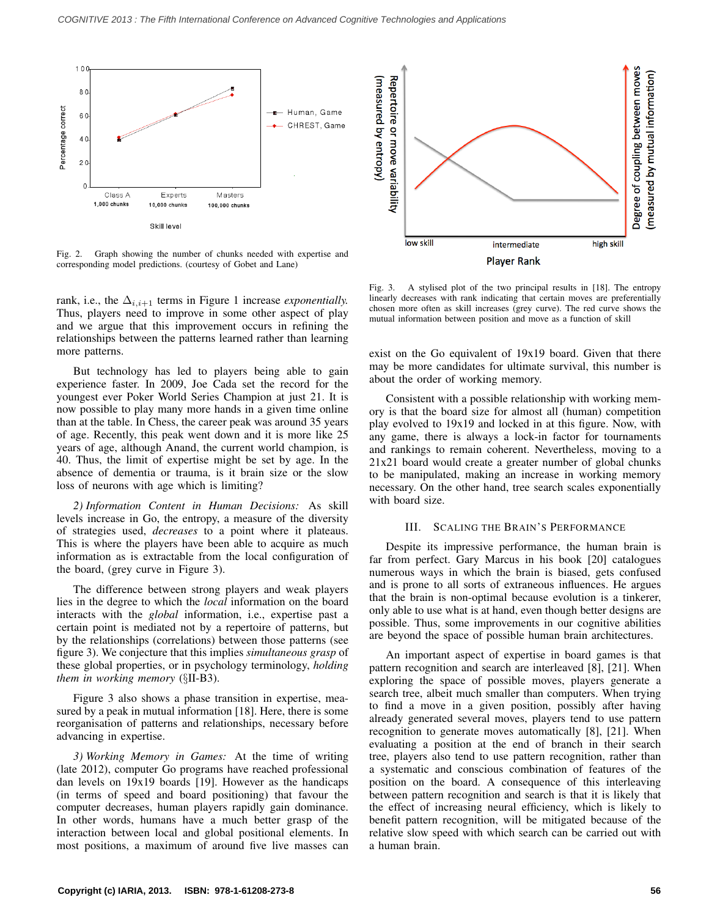Fig. 2. Graph showing the number of chunks needed with expertise and corresponding model predictions. (courtesy of Gobet and Lane)

rank, i.e., the $\Delta_{i,i+1}$ terms in Figure 1 increase *exponentially*. Thus, players need to improve in some other aspect of play and we argue that this improvement occurs in refining the relationships between the patterns learned rather than learning more patterns.

But technology has led to players being able to gain experience faster. In 2009, Joe Cada set the record for the youngest ever Poker World Series Champion at just 21. It is now possible to play many more hands in a given time online than at the table. In Chess, the career peak was around 35 years of age. Recently, this peak went down and it is more like 25 years of age, although Anand, the current world champion, is 40. Thus, the limit of expertise might be set by age. In the absence of dementia or trauma, is it brain size or the slow loss of neurons with age which is limiting?

*2) Information Content in Human Decisions:* As skill levels increase in Go, the entropy, a measure of the diversity of strategies used, *decreases* to a point where it plateaus. This is where the players have been able to acquire as much information as is extractable from the local configuration of the board, (grey curve in Figure 3).

The difference between strong players and weak players lies in the degree to which the *local* information on the board interacts with the *global* information, i.e., expertise past a certain point is mediated not by a repertoire of patterns, but by the relationships (correlations) between those patterns (see figure 3). We conjecture that this implies *simultaneous grasp* of these global properties, or in psychology terminology, *holding them in working memory* (§II-B3).

Figure 3 also shows a phase transition in expertise, measured by a peak in mutual information [18]. Here, there is some reorganisation of patterns and relationships, necessary before advancing in expertise.

*3) Working Memory in Games:* At the time of writing (late 2012), computer Go programs have reached professional dan levels on 19x19 boards [19]. However as the handicaps (in terms of speed and board positioning) that favour the computer decreases, human players rapidly gain dominance. In other words, humans have a much better grasp of the interaction between local and global positional elements. In most positions, a maximum of around five live masses can exist on the Go equivalent of 19x19 board. Given that there may be more candidates for ultimate survival, this number is about the order of working memory.

Fig. 3. A stylised plot of the two principal results in [18]. The entropy linearly decreases with rank indicating that certain moves are preferentially chosen more often as skill increases (grey curve). The red curve shows the mutual information between position and move as a function of skill

Consistent with a possible relationship with working memory is that the board size for almost all (human) competition play evolved to 19x19 and locked in at this figure. Now, with any game, there is always a lock-in factor for tournaments and rankings to remain coherent. Nevertheless, moving to a 21x21 board would create a greater number of global chunks to be manipulated, making an increase in working memory necessary. On the other hand, tree search scales exponentially with board size.

## III. Scaling the Brain's Performance

Despite its impressive performance, the human brain is far from perfect. Gary Marcus in his book [20] catalogues numerous ways in which the brain is biased, gets confused and is prone to all sorts of extraneous influences. He argues that the brain is non-optimal because evolution is a tinkerer, only able to use what is at hand, even though better designs are possible. Thus, some improvements in our cognitive abilities are beyond the space of possible human brain architectures.

An important aspect of expertise in board games is that pattern recognition and search are interleaved [8], [21]. When exploring the space of possible moves, players generate a search tree, albeit much smaller than computers. When trying to find a move in a given position, possibly after having already generated several moves, players tend to use pattern recognition to generate moves automatically [8], [21]. When evaluating a position at the end of branch in their search tree, players also tend to use pattern recognition, rather than a systematic and conscious combination of features of the position on the board. A consequence of this interleaving between pattern recognition and search is that it is likely that the effect of increasing neural efficiency, which is likely to benefit pattern recognition, will be mitigated because of the relative slow speed with which search can be carried out with a human brain.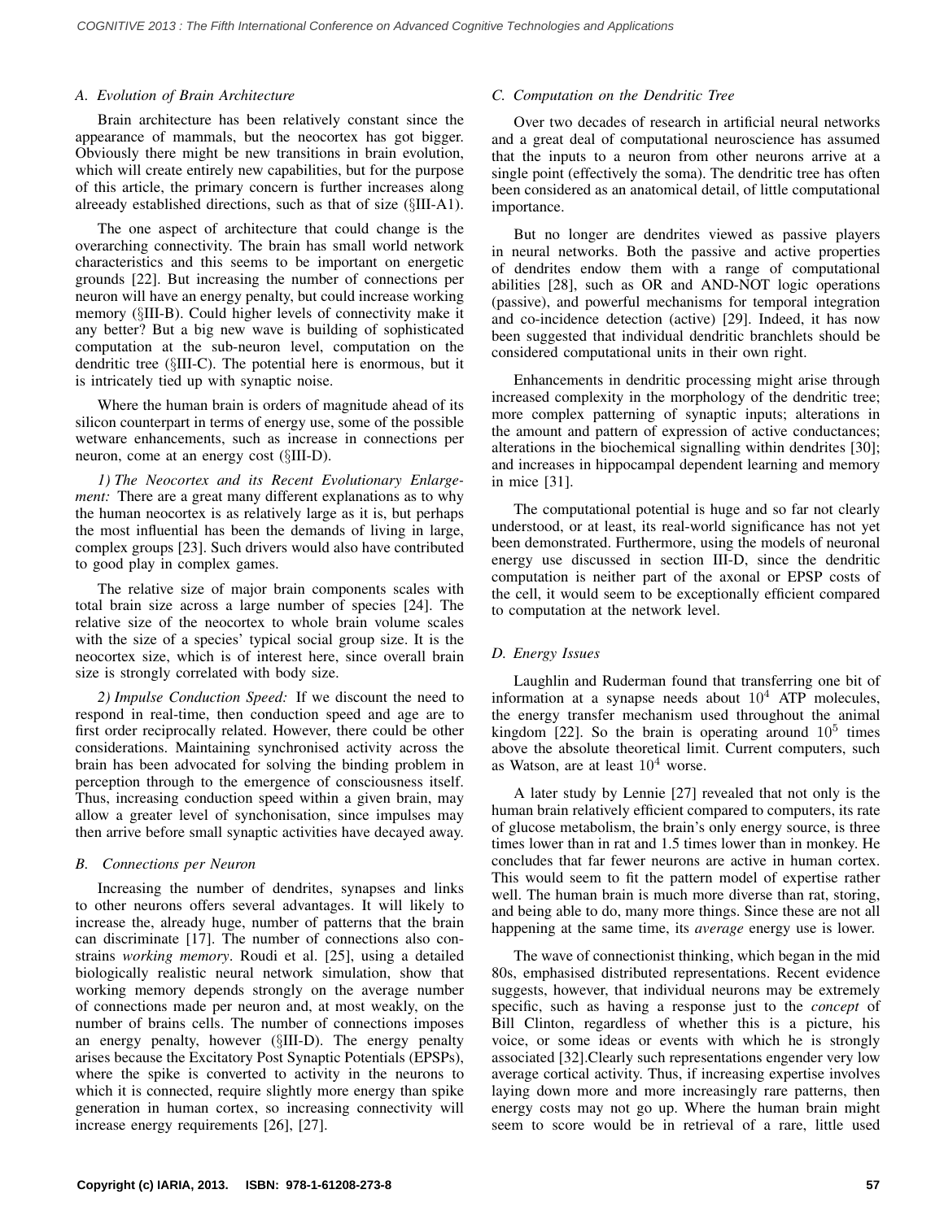### A. Evolution of Brain Architecture

Brain architecture has been relatively constant since the appearance of mammals, but the neocortex has got bigger. Obviously there might be new transitions in brain evolution, which will create entirely new capabilities, but for the purpose of this article, the primary concern is further increases along alreeady established directions, such as that of size (§III-A1).

The one aspect of architecture that could change is the overarching connectivity. The brain has small world network characteristics and this seems to be important on energetic grounds [22]. But increasing the number of connections per neuron will have an energy penalty, but could increase working memory (§III-B). Could higher levels of connectivity make it any better? But a big new wave is building of sophisticated computation at the sub-neuron level, computation on the dendritic tree (§III-C). The potential here is enormous, but it is intricately tied up with synaptic noise.

Where the human brain is orders of magnitude ahead of its silicon counterpart in terms of energy use, some of the possible wetware enhancements, such as increase in connections per neuron, come at an energy cost (§III-D).

*1) The Neocortex and its Recent Evolutionary Enlargement:* There are a great many different explanations as to why the human neocortex is as relatively large as it is, but perhaps the most influential has been the demands of living in large, complex groups [23]. Such drivers would also have contributed to good play in complex games.

The relative size of major brain components scales with total brain size across a large number of species [24]. The relative size of the neocortex to whole brain volume scales with the size of a species' typical social group size. It is the neocortex size, which is of interest here, since overall brain size is strongly correlated with body size.

*2) Impulse Conduction Speed:* If we discount the need to respond in real-time, then conduction speed and age are to first order reciprocally related. However, there could be other considerations. Maintaining synchronised activity across the brain has been advocated for solving the binding problem in perception through to the emergence of consciousness itself. Thus, increasing conduction speed within a given brain, may allow a greater level of synchonisation, since impulses may then arrive before small synaptic activities have decayed away.

### B. Connections per Neuron

Increasing the number of dendrites, synapses and links to other neurons offers several advantages. It will likely to increase the, already huge, number of patterns that the brain can discriminate [17]. The number of connections also constrains *working memory*. Roudi et al. [25], using a detailed biologically realistic neural network simulation, show that working memory depends strongly on the average number of connections made per neuron and, at most weakly, on the number of brains cells. The number of connections imposes an energy penalty, however (§III-D). The energy penalty arises because the Excitatory Post Synaptic Potentials (EPSPs), where the spike is converted to activity in the neurons to which it is connected, require slightly more energy than spike generation in human cortex, so increasing connectivity will increase energy requirements [26], [27].

### C. Computation on the Dendritic Tree

Over two decades of research in artificial neural networks and a great deal of computational neuroscience has assumed that the inputs to a neuron from other neurons arrive at a single point (effectively the soma). The dendritic tree has often been considered as an anatomical detail, of little computational importance.

But no longer are dendrites viewed as passive players in neural networks. Both the passive and active properties of dendrites endow them with a range of computational abilities [28], such as OR and AND-NOT logic operations (passive), and powerful mechanisms for temporal integration and co-incidence detection (active) [29]. Indeed, it has now been suggested that individual dendritic branchlets should be considered computational units in their own right.

Enhancements in dendritic processing might arise through increased complexity in the morphology of the dendritic tree; more complex patterning of synaptic inputs; alterations in the amount and pattern of expression of active conductances; alterations in the biochemical signalling within dendrites [30]; and increases in hippocampal dependent learning and memory in mice [31].

The computational potential is huge and so far not clearly understood, or at least, its real-world significance has not yet been demonstrated. Furthermore, using the models of neuronal energy use discussed in section III-D, since the dendritic computation is neither part of the axonal or EPSP costs of the cell, it would seem to be exceptionally efficient compared to computation at the network level.

### D. Energy Issues

Laughlin and Ruderman found that transferring one bit of information at a synapse needs about $10^4$ ATP molecules, the energy transfer mechanism used throughout the animal kingdom [22]. So the brain is operating around $10^5$ times above the absolute theoretical limit. Current computers, such as Watson, are at least $10^4$ worse.

A later study by Lennie [27] revealed that not only is the human brain relatively efficient compared to computers, its rate of glucose metabolism, the brain's only energy source, is three times lower than in rat and 1.5 times lower than in monkey. He concludes that far fewer neurons are active in human cortex. This would seem to fit the pattern model of expertise rather well. The human brain is much more diverse than rat, storing, and being able to do, many more things. Since these are not all happening at the same time, its *average* energy use is lower.

The wave of connectionist thinking, which began in the mid 80s, emphasised distributed representations. Recent evidence suggests, however, that individual neurons may be extremely specific, such as having a response just to the *concept* of Bill Clinton, regardless of whether this is a picture, his voice, or some ideas or events with which he is strongly associated [32].Clearly such representations engender very low average cortical activity. Thus, if increasing expertise involves laying down more and more increasingly rare patterns, then energy costs may not go up. Where the human brain might seem to score would be in retrieval of a rare, little used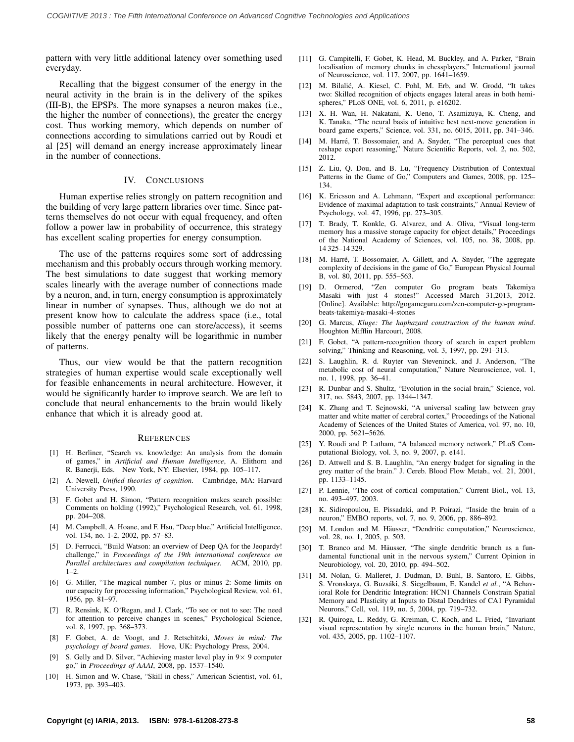pattern with very little additional latency over something used everyday.

Recalling that the biggest consumer of the energy in the neural activity in the brain is in the delivery of the spikes (III-B), the EPSPs. The more synapses a neuron makes (i.e., the higher the number of connections), the greater the energy cost. Thus working memory, which depends on number of connections according to simulations carried out by Roudi et al [25] will demand an energy increase approximately linear in the number of connections.

## IV. Conclusions

Human expertise relies strongly on pattern recognition and the building of very large pattern libraries over time. Since patterns themselves do not occur with equal frequency, and often follow a power law in probability of occurrence, this strategy has excellent scaling properties for energy consumption.

The use of the patterns requires some sort of addressing mechanism and this probably occurs through working memory. The best simulations to date suggest that working memory scales linearly with the average number of connections made by a neuron, and, in turn, energy consumption is approximately linear in number of synapses. Thus, although we do not at present know how to calculate the address space (i.e., total possible number of patterns one can store/access), it seems likely that the energy penalty will be logarithmic in number of patterns.

Thus, our view would be that the pattern recognition strategies of human expertise would scale exceptionally well for feasible enhancements in neural architecture. However, it would be significantly harder to improve search. We are left to conclude that neural enhancements to the brain would likely enhance that which it is already good at.

## References

- [1] H. Berliner, "Search vs. knowledge: An analysis from the domain of games," in *Artificial and Human Intelligence*, A. Elithorn and R. Banerji, Eds. New York, NY: Elsevier, 1984, pp. 105–117.
- [2] A. Newell, *Unified theories of cognition*. Cambridge, MA: Harvard University Press, 1990.
- [3] F. Gobet and H. Simon, "Pattern recognition makes search possible: Comments on holding (1992)," Psychological Research, vol. 61, 1998, pp. 204–208.
- [4] M. Campbell, A. Hoane, and F. Hsu, "Deep blue," Artificial Intelligence, vol. 134, no. 1-2, 2002, pp. 57–83.
- [5] D. Ferrucci, "Build Watson: an overview of Deep QA for the Jeopardy! challenge," in *Proceedings of the 19th international conference on Parallel architectures and compilation techniques*. ACM, 2010, pp. 1–2.
- [6] G. Miller, "The magical number 7, plus or minus 2: Some limits on our capacity for processing information," Psychological Review, vol. 61, 1956, pp. 81–97.
- [7] R. Rensink, K. O'Regan, and J. Clark, "To see or not to see: The need for attention to perceive changes in scenes," Psychological Science, vol. 8, 1997, pp. 368–373.
- [8] F. Gobet, A. de Voogt, and J. Retschitzki, *Moves in mind: The psychology of board games*. Hove, UK: Psychology Press, 2004.
- [9] S. Gelly and D. Silver, "Achieving master level play in 9× 9 computer go," in *Proceedings of AAAI*, 2008, pp. 1537–1540.
- [10] H. Simon and W. Chase, "Skill in chess," American Scientist, vol. 61, 1973, pp. 393–403.
- [11] G. Campitelli, F. Gobet, K. Head, M. Buckley, and A. Parker, "Brain localisation of memory chunks in chessplayers," International journal of Neuroscience, vol. 117, 2007, pp. 1641–1659.
- [12] M. Bilalić, A. Kiesel, C. Pohl, M. Erb, and W. Grodd, "It takes two: Skilled recognition of objects engages lateral areas in both hemispheres," PLoS ONE, vol. 6, 2011, p. e16202.
- [13] X. H. Wan, H. Nakatani, K. Ueno, T. Asamizuya, K. Cheng, and K. Tanaka, "The neural basis of intuitive best next-move generation in board game experts," Science, vol. 331, no. 6015, 2011, pp. 341–346.
- [14] M. Harré, T. Bossomaier, and A. Snyder, "The perceptual cues that reshape expert reasoning," Nature Scientific Reports, vol. 2, no. 502, 2012.
- [15] Z. Liu, Q. Dou, and B. Lu, "Frequency Distribution of Contextual Patterns in the Game of Go," Computers and Games, 2008, pp. 125–134.
- [16] K. Ericsson and A. Lehmann, "Expert and exceptional performance: Evidence of maximal adaptation to task constraints," Annual Review of Psychology, vol. 47, 1996, pp. 273–305.
- [17] T. Brady, T. Konkle, G. Alvarez, and A. Oliva, "Visual long-term memory has a massive storage capacity for object details," Proceedings of the National Academy of Sciences, vol. 105, no. 38, 2008, pp. 14 325–14 329.
- [18] M. Harré, T. Bossomaier, A. Gillett, and A. Snyder, "The aggregate complexity of decisions in the game of Go," European Physical Journal B, vol. 80, 2011, pp. 555–563.
- [19] D. Ormerod, "Zen computer Go program beats Takemiya Masaki with just 4 stones!" Accessed March 31,2013, 2012. [Online]. Available: http://gogameguru.com/zen-computer-go-program-beats-takemiya-masaki-4-stones
- [20] G. Marcus, *Kluge: The haphazard construction of the human mind*. Houghton Mifflin Harcourt, 2008.
- [21] F. Gobet, "A pattern-recognition theory of search in expert problem solving," Thinking and Reasoning, vol. 3, 1997, pp. 291–313.
- [22] S. Laughlin, R. d. Ruyter van Steveninck, and J. Anderson, "The metabolic cost of neural computation," Nature Neuroscience, vol. 1, no. 1, 1998, pp. 36–41.
- [23] R. Dunbar and S. Shultz, "Evolution in the social brain," Science, vol. 317, no. 5843, 2007, pp. 1344–1347.
- [24] K. Zhang and T. Sejnowski, "A universal scaling law between gray matter and white matter of cerebral cortex," Proceedings of the National Academy of Sciences of the United States of America, vol. 97, no. 10, 2000, pp. 5621–5626.
- [25] Y. Roudi and P. Latham, "A balanced memory network," PLoS Computational Biology, vol. 3, no. 9, 2007, p. e141.
- [26] D. Attwell and S. B. Laughlin, "An energy budget for signaling in the grey matter of the brain." J. Cereb. Blood Flow Metab., vol. 21, 2001, pp. 1133–1145.
- [27] P. Lennie, "The cost of cortical computation," Current Biol., vol. 13, no. 493–497, 2003.
- [28] K. Sidiropoulou, E. Pissadaki, and P. Poirazi, "Inside the brain of a neuron," EMBO reports, vol. 7, no. 9, 2006, pp. 886–892.
- [29] M. London and M. Häusser, "Dendritic computation," Neuroscience, vol. 28, no. 1, 2005, p. 503.
- [30] T. Branco and M. Häusser, "The single dendritic branch as a fundamental functional unit in the nervous system," Current Opinion in Neurobiology, vol. 20, 2010, pp. 494–502.
- [31] M. Nolan, G. Malleret, J. Dudman, D. Buhl, B. Santoro, E. Gibbs, S. Vronskaya, G. Buzsáki, S. Siegelbaum, E. Kandel *et al.*, "A Behavioral Role for Dendritic Integration: HCN1 Channels Constrain Spatial Memory and Plasticity at Inputs to Distal Dendrites of CA1 Pyramidal Neurons," Cell, vol. 119, no. 5, 2004, pp. 719–732.
- [32] R. Quiroga, L. Reddy, G. Kreiman, C. Koch, and L. Fried, "Invariant visual representation by single neurons in the human brain," Nature, vol. 435, 2005, pp. 1102–1107.